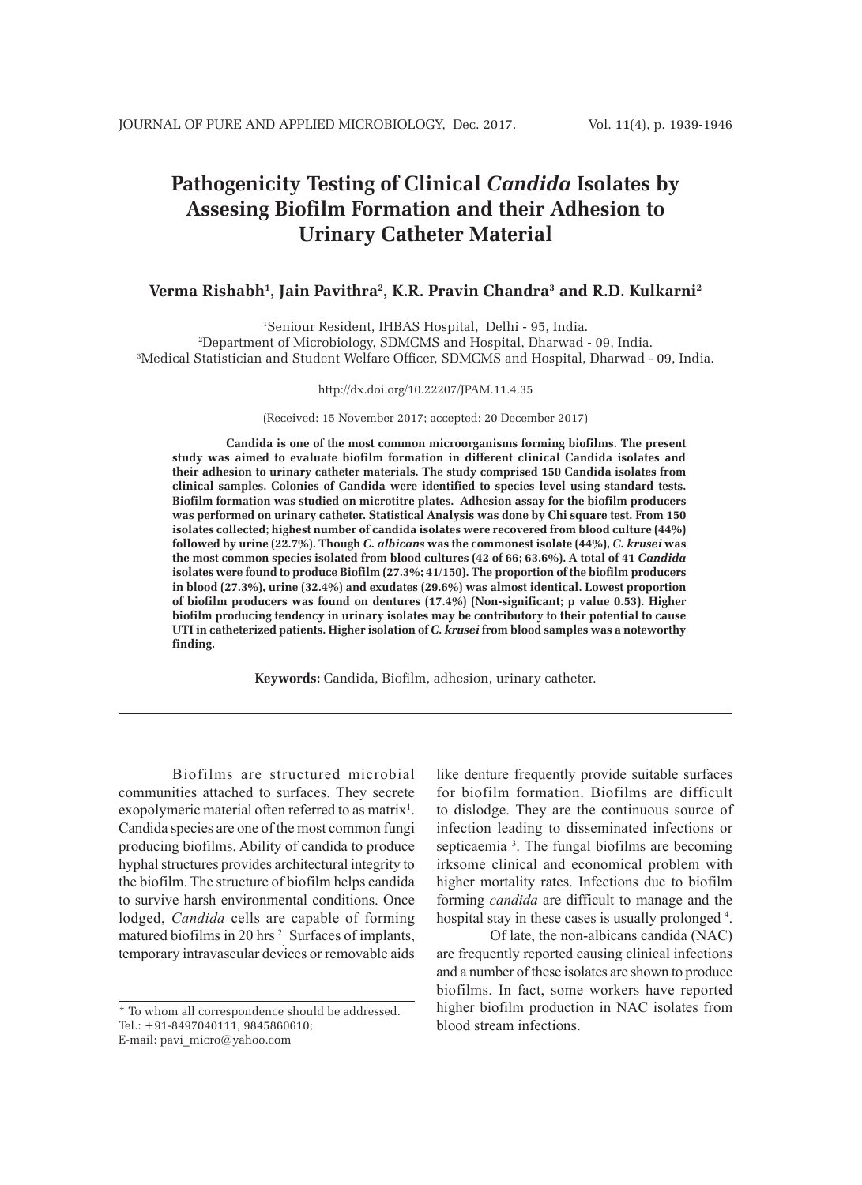# Pathogenicity Testing of Clinical *Candida* Isolates by Assesing Biofilm Formation and their Adhesion to Urinary Catheter Material

**Verma Rishabh[1], Jain Pavithra[2], K.R. Pravin Chandra[3] and R.D. Kulkarni[2]**

[1]Seniour Resident, IHBAS Hospital, Delhi - 95, India.
[2]Department of Microbiology, SDMCMS and Hospital, Dharwad - 09, India.
[3]Medical Statistician and Student Welfare Officer, SDMCMS and Hospital, Dharwad - 09, India.

http://dx.doi.org/10.22207/JPAM.11.4.35

(Received: 15 November 2017; accepted: 20 December 2017)

**Candida is one of the most common microorganisms forming biofilms. The present study was aimed to evaluate biofilm formation in different clinical Candida isolates and their adhesion to urinary catheter materials. The study comprised 150 Candida isolates from clinical samples. Colonies of Candida were identified to species level using standard tests. Biofilm formation was studied on microtitre plates. Adhesion assay for the biofilm producers was performed on urinary catheter. Statistical Analysis was done by Chi square test. From 150 isolates collected; highest number of candida isolates were recovered from blood culture (44%) followed by urine (22.7%). Though *C. albicans* was the commonest isolate (44%), *C. krusei* was the most common species isolated from blood cultures (42 of 66; 63.6%). A total of 41 *Candida* isolates were found to produce Biofilm (27.3%; 41/150). The proportion of the biofilm producers in blood (27.3%), urine (32.4%) and exudates (29.6%) was almost identical. Lowest proportion of biofilm producers was found on dentures (17.4%) (Non-significant; p value 0.53). Higher biofilm producing tendency in urinary isolates may be contributory to their potential to cause UTI in catheterized patients. Higher isolation of *C. krusei* from blood samples was a noteworthy finding.**

**Keywords:** Candida, Biofilm, adhesion, urinary catheter.

---

Biofilms are structured microbial communities attached to surfaces. They secrete exopolymeric material often referred to as matrix[1]. Candida species are one of the most common fungi producing biofilms. Ability of candida to produce hyphal structures provides architectural integrity to the biofilm. The structure of biofilm helps candida to survive harsh environmental conditions. Once lodged, *Candida* cells are capable of forming matured biofilms in 20 hrs [2]. Surfaces of implants, temporary intravascular devices or removable aids like denture frequently provide suitable surfaces for biofilm formation. Biofilms are difficult to dislodge. They are the continuous source of infection leading to disseminated infections or septicaemia [3]. The fungal biofilms are becoming irksome clinical and economical problem with higher mortality rates. Infections due to biofilm forming *candida* are difficult to manage and the hospital stay in these cases is usually prolonged [4].

Of late, the non-albicans candida (NAC) are frequently reported causing clinical infections and a number of these isolates are shown to produce biofilms. In fact, some workers have reported higher biofilm production in NAC isolates from blood stream infections.

---

* To whom all correspondence should be addressed.
Tel.: +91-8497040111, 9845860610;
E-mail: pavi_micro@yahoo.com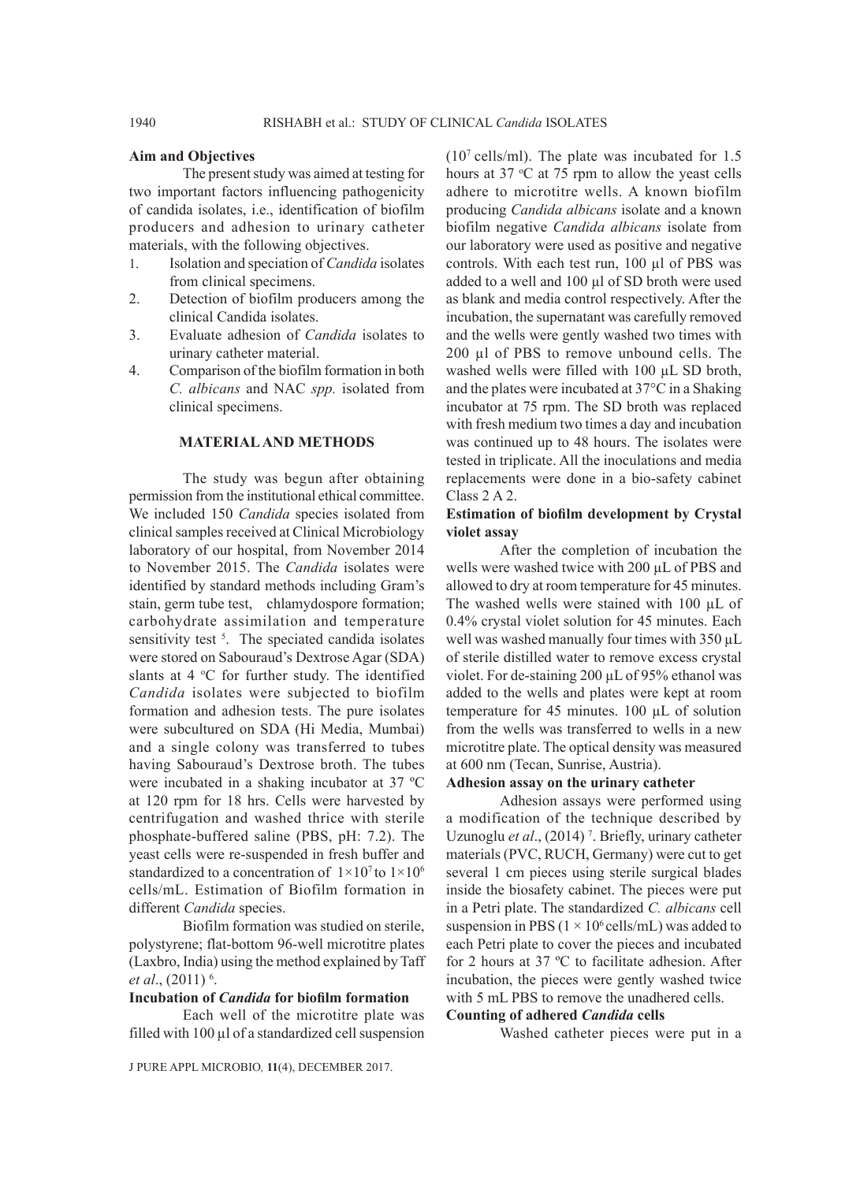## Aim and Objectives

The present study was aimed at testing for two important factors influencing pathogenicity of candida isolates, i.e., identification of biofilm producers and adhesion to urinary catheter materials, with the following objectives.

1. Isolation and speciation of *Candida* isolates from clinical specimens.
2. Detection of biofilm producers among the clinical Candida isolates.
3. Evaluate adhesion of *Candida* isolates to urinary catheter material.
4. Comparison of the biofilm formation in both *C. albicans* and NAC *spp.* isolated from clinical specimens.

## MATERIAL AND METHODS

The study was begun after obtaining permission from the institutional ethical committee. We included 150 *Candida* species isolated from clinical samples received at Clinical Microbiology laboratory of our hospital, from November 2014 to November 2015. The *Candida* isolates were identified by standard methods including Gram's stain, germ tube test, chlamydospore formation; carbohydrate assimilation and temperature sensitivity test [5]. The speciated candida isolates were stored on Sabouraud's Dextrose Agar (SDA) slants at 4 °C for further study. The identified *Candida* isolates were subjected to biofilm formation and adhesion tests. The pure isolates were subcultured on SDA (Hi Media, Mumbai) and a single colony was transferred to tubes having Sabouraud's Dextrose broth. The tubes were incubated in a shaking incubator at 37 ºC at 120 rpm for 18 hrs. Cells were harvested by centrifugation and washed thrice with sterile phosphate-buffered saline (PBS, pH: 7.2). The yeast cells were re-suspended in fresh buffer and standardized to a concentration of $1\times10^7$ to $1\times10^6$ cells/mL. Estimation of Biofilm formation in different *Candida* species.

Biofilm formation was studied on sterile, polystyrene; flat-bottom 96-well microtitre plates (Laxbro, India) using the method explained by Taff *et al*., (2011) [6].

### Incubation of *Candida* for biofilm formation

Each well of the microtitre plate was filled with 100 µl of a standardized cell suspension ($10^7$ cells/ml). The plate was incubated for 1.5 hours at 37 °C at 75 rpm to allow the yeast cells adhere to microtitre wells. A known biofilm producing *Candida albicans* isolate and a known biofilm negative *Candida albicans* isolate from our laboratory were used as positive and negative controls. With each test run, 100 µl of PBS was added to a well and 100 µl of SD broth were used as blank and media control respectively. After the incubation, the supernatant was carefully removed and the wells were gently washed two times with 200 µl of PBS to remove unbound cells. The washed wells were filled with 100 µL SD broth, and the plates were incubated at 37°C in a Shaking incubator at 75 rpm. The SD broth was replaced with fresh medium two times a day and incubation was continued up to 48 hours. The isolates were tested in triplicate. All the inoculations and media replacements were done in a bio-safety cabinet Class 2 A 2.

### Estimation of biofilm development by Crystal violet assay

After the completion of incubation the wells were washed twice with 200 µL of PBS and allowed to dry at room temperature for 45 minutes. The washed wells were stained with 100 µL of 0.4% crystal violet solution for 45 minutes. Each well was washed manually four times with 350 µL of sterile distilled water to remove excess crystal violet. For de-staining 200 µL of 95% ethanol was added to the wells and plates were kept at room temperature for 45 minutes. 100 µL of solution from the wells was transferred to wells in a new microtitre plate. The optical density was measured at 600 nm (Tecan, Sunrise, Austria).

### Adhesion assay on the urinary catheter

Adhesion assays were performed using a modification of the technique described by Uzunoglu *et al*., (2014) [7]. Briefly, urinary catheter materials (PVC, RUCH, Germany) were cut to get several 1 cm pieces using sterile surgical blades inside the biosafety cabinet. The pieces were put in a Petri plate. The standardized *C. albicans* cell suspension in PBS ($1 \times 10^6$ cells/mL) was added to each Petri plate to cover the pieces and incubated for 2 hours at 37 ºC to facilitate adhesion. After incubation, the pieces were gently washed twice with 5 mL PBS to remove the unadhered cells.

### Counting of adhered *Candida* cells

Washed catheter pieces were put in a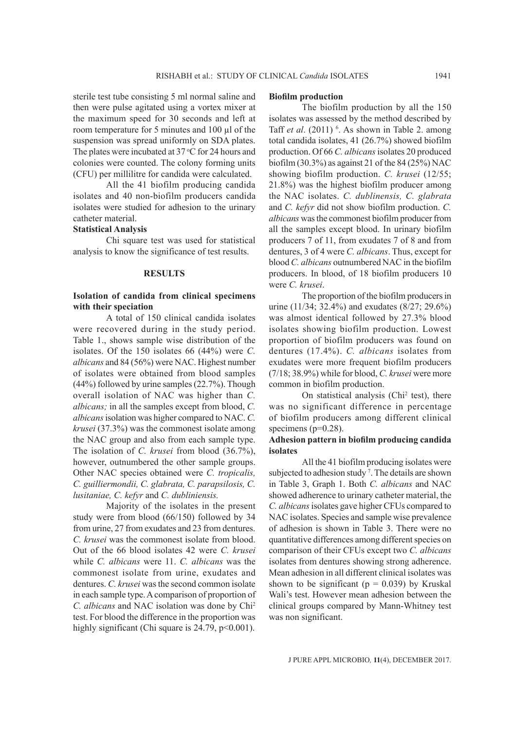sterile test tube consisting 5 ml normal saline and then were pulse agitated using a vortex mixer at the maximum speed for 30 seconds and left at room temperature for 5 minutes and 100 µl of the suspension was spread uniformly on SDA plates. The plates were incubated at 37 °C for 24 hours and colonies were counted. The colony forming units (CFU) per millilitre for candida were calculated.

All the 41 biofilm producing candida isolates and 40 non-biofilm producers candida isolates were studied for adhesion to the urinary catheter material.

### Statistical Analysis

Chi square test was used for statistical analysis to know the significance of test results.

## RESULTS

### Isolation of candida from clinical specimens with their speciation

A total of 150 clinical candida isolates were recovered during in the study period. Table 1., shows sample wise distribution of the isolates. Of the 150 isolates 66 (44%) were *C. albicans* and 84 (56%) were NAC. Highest number of isolates were obtained from blood samples (44%) followed by urine samples (22.7%). Though overall isolation of NAC was higher than *C. albicans;* in all the samples except from blood, *C. albicans* isolation was higher compared to NAC. *C. krusei* (37.3%) was the commonest isolate among the NAC group and also from each sample type. The isolation of *C. krusei* from blood (36.7%), however, outnumbered the other sample groups. Other NAC species obtained were *C. tropicalis, C. guilliermondii, C. glabrata, C. parapsilosis, C. lusitaniae, C. kefyr* and *C. dubliniensis.*

Majority of the isolates in the present study were from blood (66/150) followed by 34 from urine, 27 from exudates and 23 from dentures. *C. krusei* was the commonest isolate from blood. Out of the 66 blood isolates 42 were *C. krusei* while *C. albicans* were 11. *C. albicans* was the commonest isolate from urine, exudates and dentures. *C. krusei* was the second common isolate in each sample type. A comparison of proportion of *C. albicans* and NAC isolation was done by Chi$^2$ test. For blood the difference in the proportion was highly significant (Chi square is 24.79, $p<0.001$).

### Biofilm production

The biofilm production by all the 150 isolates was assessed by the method described by Taff *et al*. (2011) [6]. As shown in Table 2. among total candida isolates, 41 (26.7%) showed biofilm production. Of 66 *C. albicans* isolates 20 produced biofilm (30.3%) as against 21 of the 84 (25%) NAC showing biofilm production. *C. krusei* (12/55; 21.8%) was the highest biofilm producer among the NAC isolates. *C. dublinensis, C. glabrata* and *C. kefyr* did not show biofilm production. *C. albicans* was the commonest biofilm producer from all the samples except blood. In urinary biofilm producers 7 of 11, from exudates 7 of 8 and from dentures, 3 of 4 were *C. albicans*. Thus, except for blood *C. albicans* outnumbered NAC in the biofilm producers. In blood, of 18 biofilm producers 10 were *C. krusei*.

The proportion of the biofilm producers in urine (11/34; 32.4%) and exudates (8/27; 29.6%) was almost identical followed by 27.3% blood isolates showing biofilm production. Lowest proportion of biofilm producers was found on dentures (17.4%). *C. albicans* isolates from exudates were more frequent biofilm producers (7/18; 38.9%) while for blood, *C. krusei* were more common in biofilm production.

On statistical analysis (Chi$^2$ test), there was no significant difference in percentage of biofilm producers among different clinical specimens ($p=0.28$).

### Adhesion pattern in biofilm producing candida isolates

All the 41 biofilm producing isolates were subjected to adhesion study [7]. The details are shown in Table 3, Graph 1. Both *C. albicans* and NAC showed adherence to urinary catheter material, the *C. albicans* isolates gave higher CFUs compared to NAC isolates. Species and sample wise prevalence of adhesion is shown in Table 3. There were no quantitative differences among different species on comparison of their CFUs except two *C. albicans* isolates from dentures showing strong adherence. Mean adhesion in all different clinical isolates was shown to be significant ($p = 0.039$) by Kruskal Wali's test. However mean adhesion between the clinical groups compared by Mann-Whitney test was non significant.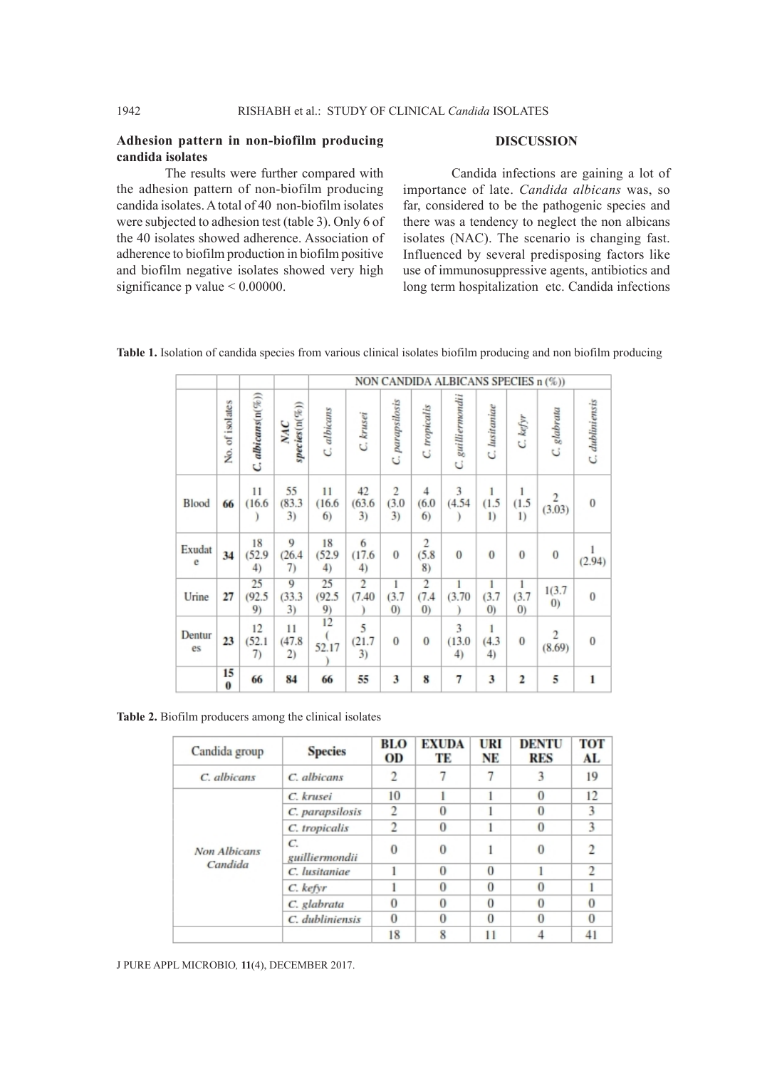### Adhesion pattern in non-biofilm producing candida isolates

The results were further compared with the adhesion pattern of non-biofilm producing candida isolates. A total of 40 non-biofilm isolates were subjected to adhesion test (table 3). Only 6 of the 40 isolates showed adherence. Association of adherence to biofilm production in biofilm positive and biofilm negative isolates showed very high significance p value < 0.00000.

## DISCUSSION

Candida infections are gaining a lot of importance of late. *Candida albicans* was, so far, considered to be the pathogenic species and there was a tendency to neglect the non albicans isolates (NAC). The scenario is changing fast. Influenced by several predisposing factors like use of immunosuppressive agents, antibiotics and long term hospitalization etc. Candida infections

**Table 1.** Isolation of candida species from various clinical isolates biofilm producing and non biofilm producing

| | No. of isolates | *C. albicans* (n(%)) | *NAC species* (n(%)) | NON CANDIDA ALBICANS SPECIES n (%)) | | | | | | | | |
|---|---|---|---|---|---|---|---|---|---|---|---|---|
| | | | | *C. albicans* | *C. krusei* | *C. parapsilosis* | *C. tropicalis* | *C. guilliermondii* | *C. lusitaniae* | *C. kefyr* | *C. glabrata* | *C. dubliniensis* |
| Blood | 66 | 11 (16.6) | 55 (83.33) | 11 (16.66) | 42 (63.63) | 2 (3.03) | 4 (6.06) | 3 (4.54) | 1 (1.51) | 1 (1.51) | 2 (3.03) | 0 |
| Exudate | 34 | 18 (52.94) | 9 (26.47) | 18 (52.94) | 6 (17.64) | 0 | 2 (5.88) | 0 | 0 | 0 | 0 | 1 (2.94) |
| Urine | 27 | 25 (92.59) | 9 (33.33) | 25 (92.59) | 2 (7.40) | 1 (3.70) | 2 (7.40) | 1 (3.70) | 1 (3.70) | 1 (3.70) | 1(3.70) | 0 |
| Dentures | 23 | 12 (52.17) | 11 (47.82) | 12 ( 52.17 ) | 5 (21.73) | 0 | 0 | 3 (13.04) | 1 (4.34) | 0 | 2 (8.69) | 0 |
| | 150 | 66 | 84 | 66 | 55 | 3 | 8 | 7 | 3 | 2 | 5 | 1 |

**Table 2.** Biofilm producers among the clinical isolates

| Candida group | Species | BLOOD | EXUDATE | URINE | DENTURES | TOTAL |
|---|---|---|---|---|---|---|
| *C. albicans* | *C. albicans* | 2 | 7 | 7 | 3 | 19 |
| Non Albicans Candida | *C. krusei* | 10 | 1 | 1 | 0 | 12 |
| | *C. parapsilosis* | 2 | 0 | 1 | 0 | 3 |
| | *C. tropicalis* | 2 | 0 | 1 | 0 | 3 |
| | *C. guilliermondii* | 0 | 0 | 1 | 0 | 2 |
| | *C. lusitaniae* | 1 | 0 | 0 | 1 | 2 |
| | *C. kefyr* | 1 | 0 | 0 | 0 | 1 |
| | *C. glabrata* | 0 | 0 | 0 | 0 | 0 |
| | *C. dubliniensis* | 0 | 0 | 0 | 0 | 0 |
| | | 18 | 8 | 11 | 4 | 41 |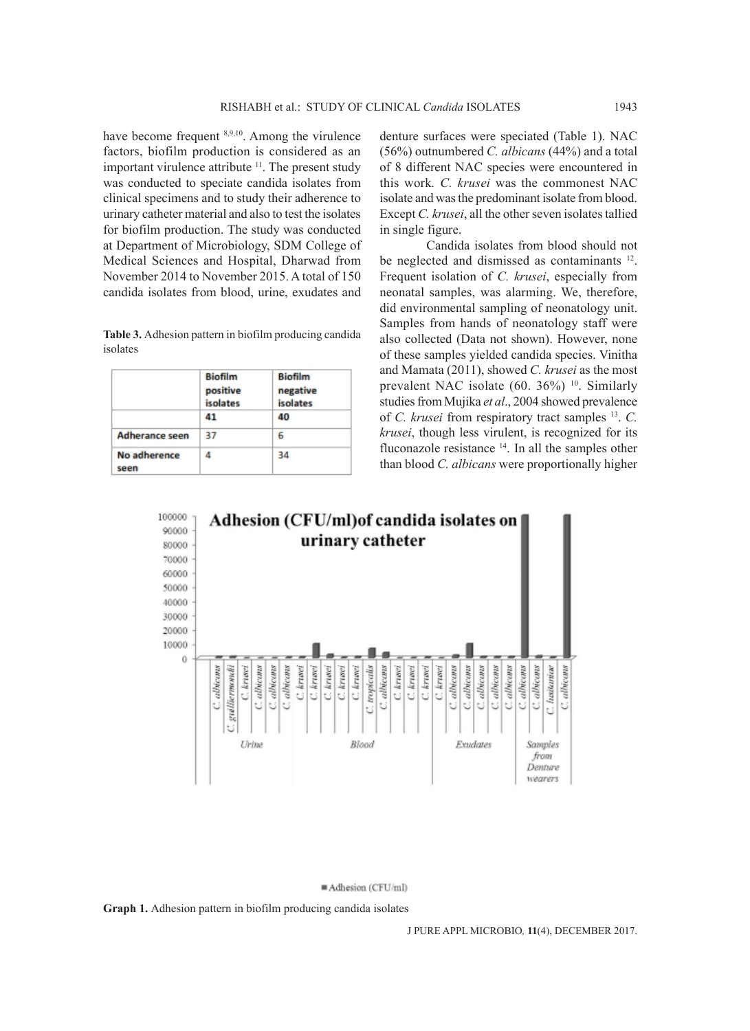have become frequent [8,9,10]. Among the virulence factors, biofilm production is considered as an important virulence attribute [11]. The present study was conducted to speciate candida isolates from clinical specimens and to study their adherence to urinary catheter material and also to test the isolates for biofilm production. The study was conducted at Department of Microbiology, SDM College of Medical Sciences and Hospital, Dharwad from November 2014 to November 2015. A total of 150 candida isolates from blood, urine, exudates and denture surfaces were speciated (Table 1). NAC (56%) outnumbered *C. albicans* (44%) and a total of 8 different NAC species were encountered in this work. *C. krusei* was the commonest NAC isolate and was the predominant isolate from blood. Except *C. krusei*, all the other seven isolates tallied in single figure.

Candida isolates from blood should not be neglected and dismissed as contaminants [12]. Frequent isolation of *C. krusei*, especially from neonatal samples, was alarming. We, therefore, did environmental sampling of neonatology unit. Samples from hands of neonatology staff were also collected (Data not shown). However, none of these samples yielded candida species. Vinitha and Mamata (2011), showed *C. krusei* as the most prevalent NAC isolate (60. 36%) [10]. Similarly studies from Mujika *et al*., 2004 showed prevalence of *C. krusei* from respiratory tract samples [13]. *C. krusei*, though less virulent, is recognized for its fluconazole resistance [14]. In all the samples other than blood *C. albicans* were proportionally higher

**Table 3.** Adhesion pattern in biofilm producing candida isolates

| | Biofilm positive isolates | Biofilm negative isolates |
|---|---|---|
| | 41 | 40 |
| Adherance seen | 37 | 6 |
| No adherence seen | 4 | 34 |

**Graph 1.** Adhesion pattern in biofilm producing candida isolates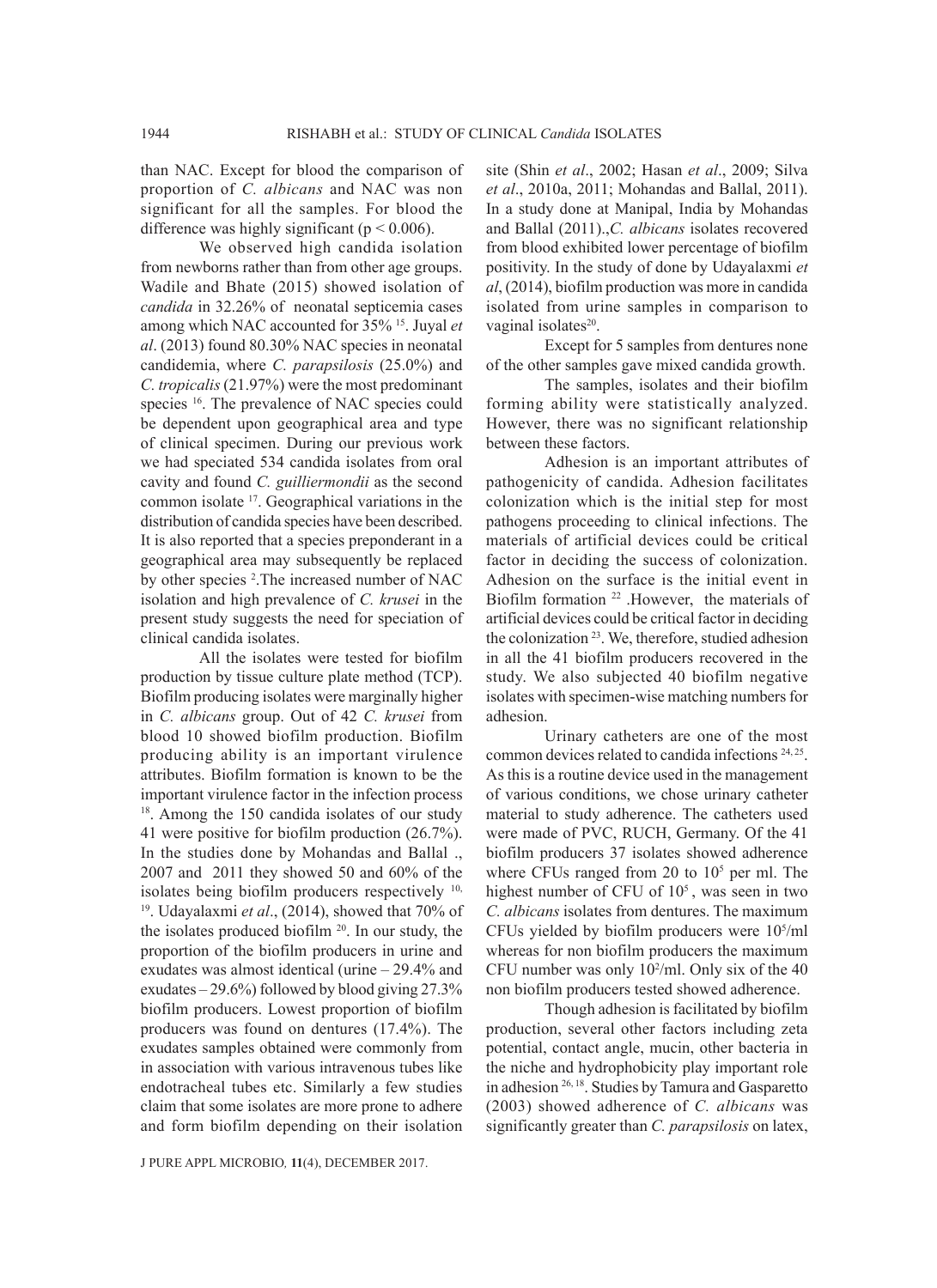than NAC. Except for blood the comparison of proportion of *C. albicans* and NAC was non significant for all the samples. For blood the difference was highly significant ($p < 0.006$).

We observed high candida isolation from newborns rather than from other age groups. Wadile and Bhate (2015) showed isolation of *candida* in 32.26% of neonatal septicemia cases among which NAC accounted for 35% [15]. Juyal *et al*. (2013) found 80.30% NAC species in neonatal candidemia, where *C. parapsilosis* (25.0%) and *C. tropicalis* (21.97%) were the most predominant species [16]. The prevalence of NAC species could be dependent upon geographical area and type of clinical specimen. During our previous work we had speciated 534 candida isolates from oral cavity and found *C. guilliermondii* as the second common isolate [17]. Geographical variations in the distribution of candida species have been described. It is also reported that a species preponderant in a geographical area may subsequently be replaced by other species [2]. The increased number of NAC isolation and high prevalence of *C. krusei* in the present study suggests the need for speciation of clinical candida isolates.

All the isolates were tested for biofilm production by tissue culture plate method (TCP). Biofilm producing isolates were marginally higher in *C. albicans* group. Out of 42 *C. krusei* from blood 10 showed biofilm production. Biofilm producing ability is an important virulence attributes. Biofilm formation is known to be the important virulence factor in the infection process [18]. Among the 150 candida isolates of our study 41 were positive for biofilm production (26.7%). In the studies done by Mohandas and Ballal ., 2007 and 2011 they showed 50 and 60% of the isolates being biofilm producers respectively [10, 19]. Udayalaxmi *et al*., (2014), showed that 70% of the isolates produced biofilm [20]. In our study, the proportion of the biofilm producers in urine and exudates was almost identical (urine – 29.4% and exudates – 29.6%) followed by blood giving 27.3% biofilm producers. Lowest proportion of biofilm producers was found on dentures (17.4%). The exudates samples obtained were commonly from in association with various intravenous tubes like endotracheal tubes etc. Similarly a few studies claim that some isolates are more prone to adhere and form biofilm depending on their isolation site (Shin *et al*., 2002; Hasan *et al*., 2009; Silva *et al*., 2010a, 2011; Mohandas and Ballal, 2011). In a study done at Manipal, India by Mohandas and Ballal (2011).,*C. albicans* isolates recovered from blood exhibited lower percentage of biofilm positivity. In the study of done by Udayalaxmi *et al*, (2014), biofilm production was more in candida isolated from urine samples in comparison to vaginal isolates[20].

Except for 5 samples from dentures none of the other samples gave mixed candida growth.

The samples, isolates and their biofilm forming ability were statistically analyzed. However, there was no significant relationship between these factors.

Adhesion is an important attributes of pathogenicity of candida. Adhesion facilitates colonization which is the initial step for most pathogens proceeding to clinical infections. The materials of artificial devices could be critical factor in deciding the success of colonization. Adhesion on the surface is the initial event in Biofilm formation [22] .However, the materials of artificial devices could be critical factor in deciding the colonization [23]. We, therefore, studied adhesion in all the 41 biofilm producers recovered in the study. We also subjected 40 biofilm negative isolates with specimen-wise matching numbers for adhesion.

Urinary catheters are one of the most common devices related to candida infections [24, 25]. As this is a routine device used in the management of various conditions, we chose urinary catheter material to study adherence. The catheters used were made of PVC, RUCH, Germany. Of the 41 biofilm producers 37 isolates showed adherence where CFUs ranged from 20 to $10^5$ per ml. The highest number of CFU of $10^5$, was seen in two *C. albicans* isolates from dentures. The maximum CFUs yielded by biofilm producers were $10^5$/ml whereas for non biofilm producers the maximum CFU number was only $10^2$/ml. Only six of the 40 non biofilm producers tested showed adherence.

Though adhesion is facilitated by biofilm production, several other factors including zeta potential, contact angle, mucin, other bacteria in the niche and hydrophobicity play important role in adhesion [26, 18]. Studies by Tamura and Gasparetto (2003) showed adherence of *C. albicans* was significantly greater than *C. parapsilosis* on latex,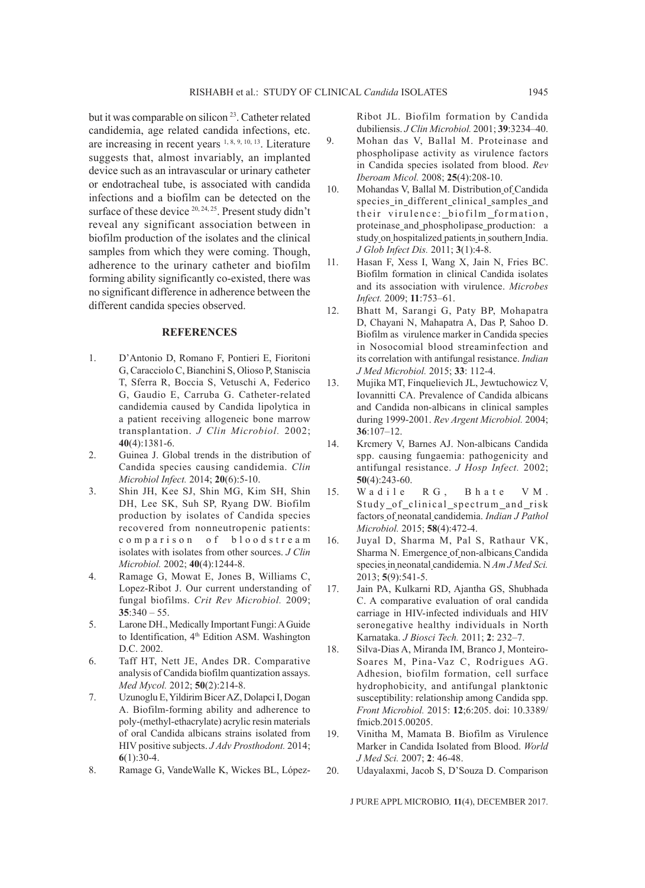but it was comparable on silicon [23]. Catheter related candidemia, age related candida infections, etc. are increasing in recent years [1, 8, 9, 10, 13]. Literature suggests that, almost invariably, an implanted device such as an intravascular or urinary catheter or endotracheal tube, is associated with candida infections and a biofilm can be detected on the surface of these device [20, 24, 25]. Present study didn't reveal any significant association between in biofilm production of the isolates and the clinical samples from which they were coming. Though, adherence to the urinary catheter and biofilm forming ability significantly co-existed, there was no significant difference in adherence between the different candida species observed.

## REFERENCES

1. D'Antonio D, Romano F, Pontieri E, Fioritoni G, Caracciolo C, Bianchini S, Olioso P, Staniscia T, Sferra R, Boccia S, Vetuschi A, Federico G, Gaudio E, Carruba G. Catheter-related candidemia caused by Candida lipolytica in a patient receiving allogeneic bone marrow transplantation. *J Clin Microbiol.* 2002; **40**(4):1381-6.
2. Guinea J. Global trends in the distribution of Candida species causing candidemia. *Clin Microbiol Infect.* 2014; **20**(6):5-10.
3. Shin JH, Kee SJ, Shin MG, Kim SH, Shin DH, Lee SK, Suh SP, Ryang DW. Biofilm production by isolates of Candida species recovered from nonneutropenic patients: comparison of bloodstream isolates with isolates from other sources. *J Clin Microbiol.* 2002; **40**(4):1244-8.
4. Ramage G, Mowat E, Jones B, Williams C, Lopez-Ribot J. Our current understanding of fungal biofilms. *Crit Rev Microbiol.* 2009; **35**:340 – 55.
5. Larone DH., Medically Important Fungi: A Guide to Identification, 4th Edition ASM. Washington D.C. 2002.
6. Taff HT, Nett JE, Andes DR. Comparative analysis of Candida biofilm quantization assays. *Med Mycol.* 2012; **50**(2):214-8.
7. Uzunoglu E, Yildirim Bicer AZ, Dolapci I, Dogan A. Biofilm-forming ability and adherence to poly-(methyl-ethacrylate) acrylic resin materials of oral Candida albicans strains isolated from HIV positive subjects. *J Adv Prosthodont.* 2014; **6**(1):30-4.
8. Ramage G, VandeWalle K, Wickes BL, López-Ribot JL. Biofilm formation by Candida dubiliensis. *J Clin Microbiol.* 2001; **39**:3234–40.
9. Mohan das V, Ballal M. Proteinase and phospholipase activity as virulence factors in Candida species isolated from blood. *Rev Iberoam Micol.* 2008; **25**(4):208-10.
10. Mohandas V, Ballal M. Distribution of Candida species in different clinical samples and their virulence: biofilm formation, proteinase and phospholipase production: a study on hospitalized patients in southern India. *J Glob Infect Dis.* 2011; **3**(1):4-8.
11. Hasan F, Xess I, Wang X, Jain N, Fries BC. Biofilm formation in clinical Candida isolates and its association with virulence. *Microbes Infect.* 2009; **11**:753–61.
12. Bhatt M, Sarangi G, Paty BP, Mohapatra D, Chayani N, Mahapatra A, Das P, Sahoo D. Biofilm as virulence marker in Candida species in Nosocomial blood streaminfection and its correlation with antifungal resistance. *Indian J Med Microbiol.* 2015; **33**: 112-4.
13. Mujika MT, Finquelievich JL, Jewtuchowicz V, Iovannitti CA. Prevalence of Candida albicans and Candida non-albicans in clinical samples during 1999-2001. *Rev Argent Microbiol.* 2004; **36**:107–12.
14. Krcmery V, Barnes AJ. Non-albicans Candida spp. causing fungaemia: pathogenicity and antifungal resistance. *J Hosp Infect.* 2002; **50**(4):243-60.
15. Wadile RG, Bhate VM. Study of clinical spectrum and risk factors of neonatal candidemia. *Indian J Pathol Microbiol.* 2015; **58**(4):472-4.
16. Juyal D, Sharma M, Pal S, Rathaur VK, Sharma N. Emergence of non-albicans Candida species in neonatal candidemia. N *Am J Med Sci.* 2013; **5**(9):541-5.
17. Jain PA, Kulkarni RD, Ajantha GS, Shubhada C. A comparative evaluation of oral candida carriage in HIV-infected individuals and HIV seronegative healthy individuals in North Karnataka. *J Biosci Tech.* 2011; **2**: 232–7.
18. Silva-Dias A, Miranda IM, Branco J, Monteiro-Soares M, Pina-Vaz C, Rodrigues AG. Adhesion, biofilm formation, cell surface hydrophobicity, and antifungal planktonic susceptibility: relationship among Candida spp. *Front Microbiol.* 2015: **12**;6:205. doi: 10.3389/fmicb.2015.00205.
19. Vinitha M, Mamata B. Biofilm as Virulence Marker in Candida Isolated from Blood. *World J Med Sci.* 2007; **2**: 46-48.
20. Udayalaxmi, Jacob S, D'Souza D. Comparison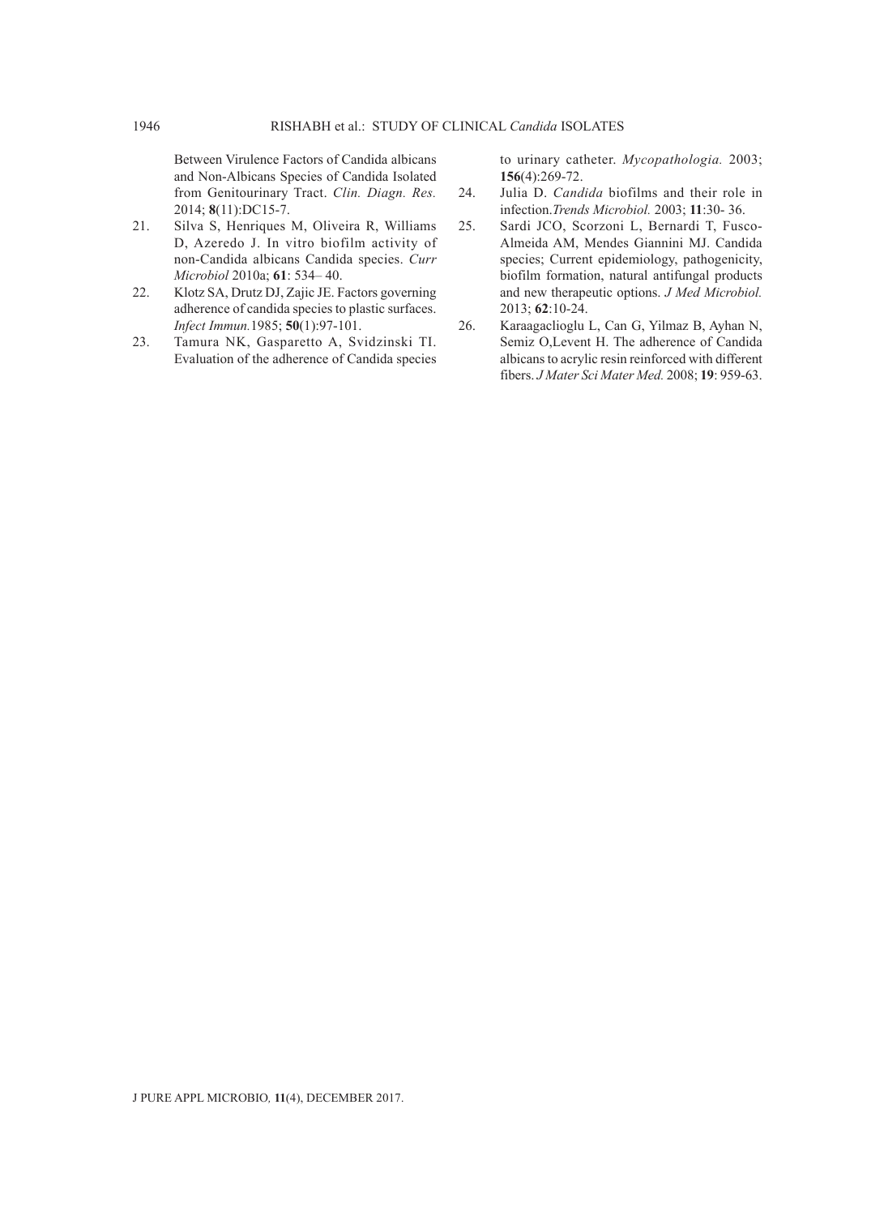Between Virulence Factors of Candida albicans and Non-Albicans Species of Candida Isolated from Genitourinary Tract. *Clin. Diagn. Res.* 2014; **8**(11):DC15-7.

21. Silva S, Henriques M, Oliveira R, Williams D, Azeredo J. In vitro biofilm activity of non-Candida albicans Candida species. *Curr Microbiol* 2010a; **61**: 534– 40.
22. Klotz SA, Drutz DJ, Zajic JE. Factors governing adherence of candida species to plastic surfaces. *Infect Immun.*1985; **50**(1):97-101.
23. Tamura NK, Gasparetto A, Svidzinski TI. Evaluation of the adherence of Candida species to urinary catheter. *Mycopathologia.* 2003; **156**(4):269-72.
24. Julia D. *Candida* biofilms and their role in infection.*Trends Microbiol.* 2003; **11**:30- 36.
25. Sardi JCO, Scorzoni L, Bernardi T, Fusco-Almeida AM, Mendes Giannini MJ. Candida species; Current epidemiology, pathogenicity, biofilm formation, natural antifungal products and new therapeutic options. *J Med Microbiol.* 2013; **62**:10-24.
26. Karaagaclioglu L, Can G, Yilmaz B, Ayhan N, Semiz O,Levent H. The adherence of Candida albicans to acrylic resin reinforced with different fibers. *J Mater Sci Mater Med.* 2008; **19**: 959-63.